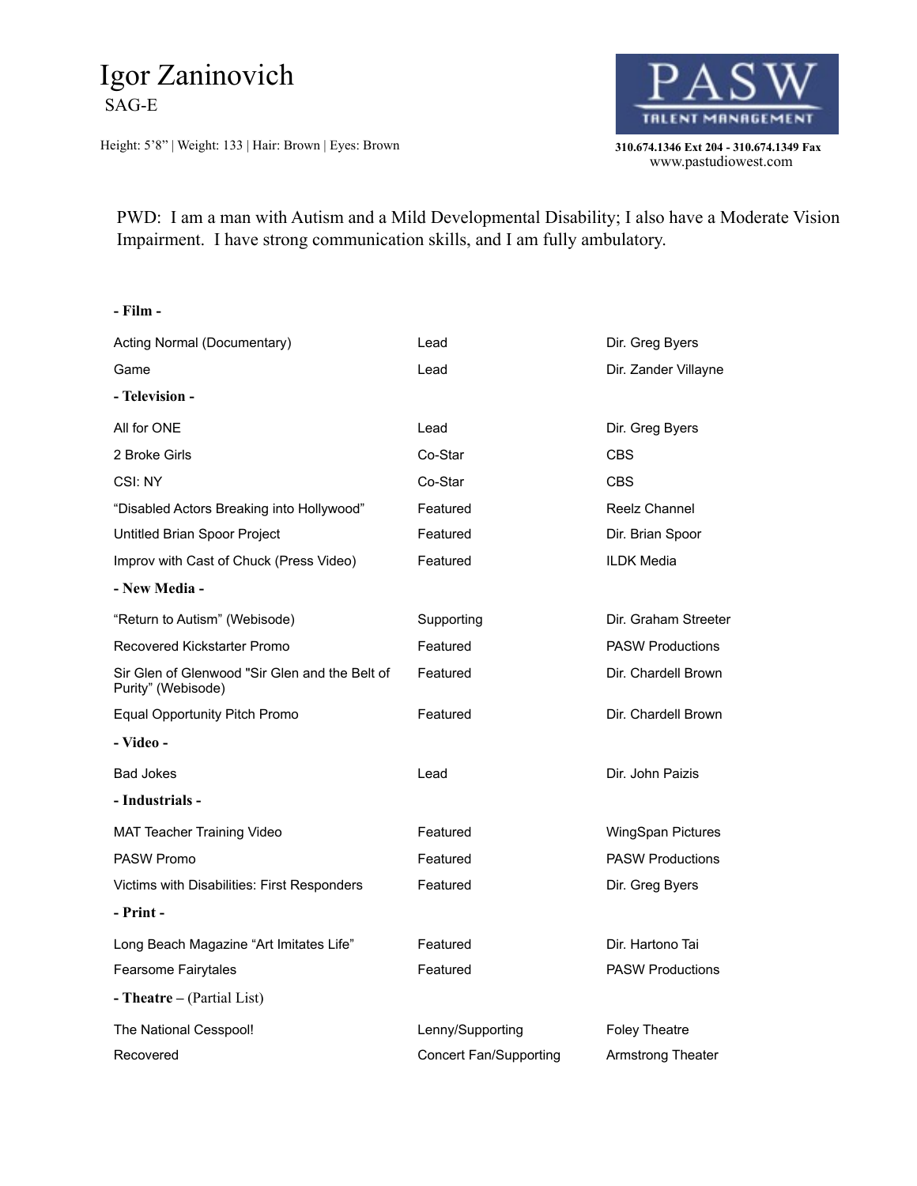# Igor Zaninovich

SAG-E

Height: 5'8" | Weight: 133 | Hair: Brown | Eyes: Brown

PASW TALENT MANAGEMENT

310.674.1346 Ext 204 - 310.674.1349 Fax
www.pastudiowest.com

PWD: I am a man with Autism and a Mild Developmental Disability; I also have a Moderate Vision Impairment. I have strong communication skills, and I am fully ambulatory.

**- Film -**

| | | |
|---|---|---|
| Acting Normal (Documentary) | Lead | Dir. Greg Byers |
| Game | Lead | Dir. Zander Villayne |

**- Television -**

| | | |
|---|---|---|
| All for ONE | Lead | Dir. Greg Byers |
| 2 Broke Girls | Co-Star | CBS |
| CSI: NY | Co-Star | CBS |
| "Disabled Actors Breaking into Hollywood" | Featured | Reelz Channel |
| Untitled Brian Spoor Project | Featured | Dir. Brian Spoor |
| Improv with Cast of Chuck (Press Video) | Featured | ILDK Media |

**- New Media -**

| | | |
|---|---|---|
| "Return to Autism" (Webisode) | Supporting | Dir. Graham Streeter |
| Recovered Kickstarter Promo | Featured | PASW Productions |
| Sir Glen of Glenwood "Sir Glen and the Belt of Purity" (Webisode) | Featured | Dir. Chardell Brown |
| Equal Opportunity Pitch Promo | Featured | Dir. Chardell Brown |

**- Video -**

| | | |
|---|---|---|
| Bad Jokes | Lead | Dir. John Paizis |

**- Industrials -**

| | | |
|---|---|---|
| MAT Teacher Training Video | Featured | WingSpan Pictures |
| PASW Promo | Featured | PASW Productions |
| Victims with Disabilities: First Responders | Featured | Dir. Greg Byers |

**- Print -**

| | | |
|---|---|---|
| Long Beach Magazine "Art Imitates Life" | Featured | Dir. Hartono Tai |
| Fearsome Fairytales | Featured | PASW Productions |

**- Theatre –** (Partial List)

| | | |
|---|---|---|
| The National Cesspool! | Lenny/Supporting | Foley Theatre |
| Recovered | Concert Fan/Supporting | Armstrong Theater |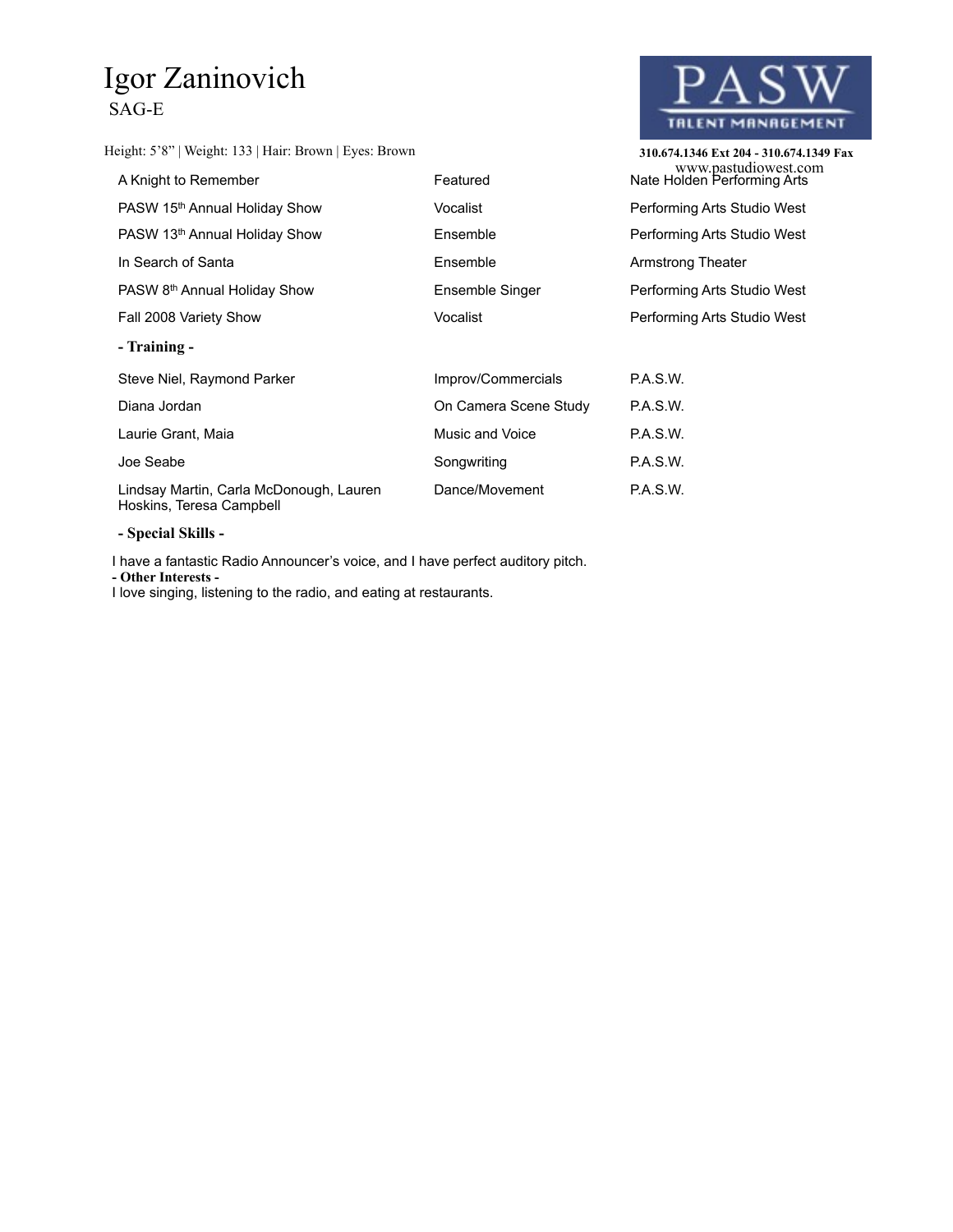# Igor Zaninovich

SAG-E

PASW TALENT MANAGEMENT

310.674.1346 Ext 204 - 310.674.1349 Fax
www.pastudiowest.com

Height: 5'8" | Weight: 133 | Hair: Brown | Eyes: Brown

| | | |
|---|---|---|
| A Knight to Remember | Featured | Nate Holden Performing Arts |
| PASW 15th Annual Holiday Show | Vocalist | Performing Arts Studio West |
| PASW 13th Annual Holiday Show | Ensemble | Performing Arts Studio West |
| In Search of Santa | Ensemble | Armstrong Theater |
| PASW 8th Annual Holiday Show | Ensemble Singer | Performing Arts Studio West |
| Fall 2008 Variety Show | Vocalist | Performing Arts Studio West |

**- Training -**

| | | |
|---|---|---|
| Steve Niel, Raymond Parker | Improv/Commercials | P.A.S.W. |
| Diana Jordan | On Camera Scene Study | P.A.S.W. |
| Laurie Grant, Maia | Music and Voice | P.A.S.W. |
| Joe Seabe | Songwriting | P.A.S.W. |
| Lindsay Martin, Carla McDonough, Lauren Hoskins, Teresa Campbell | Dance/Movement | P.A.S.W. |

**- Special Skills -**

I have a fantastic Radio Announcer's voice, and I have perfect auditory pitch.

**- Other Interests -**

I love singing, listening to the radio, and eating at restaurants.